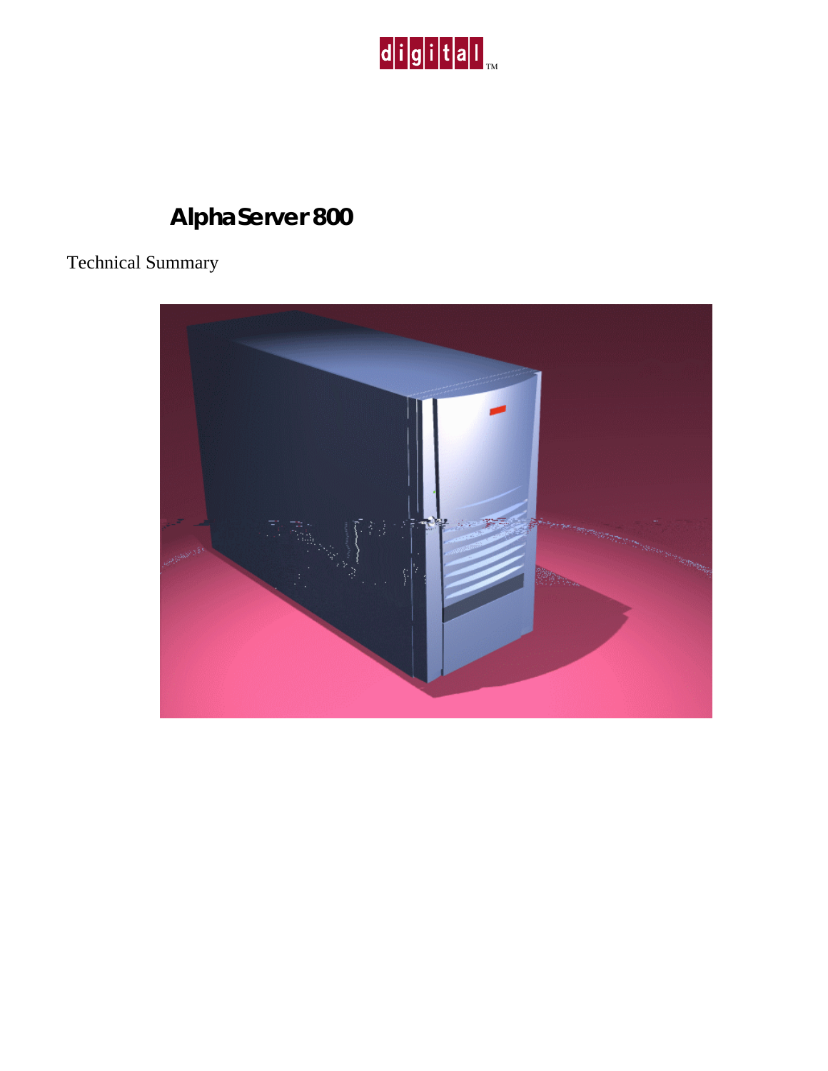digital™

# AlphaServer 800

Technical Summary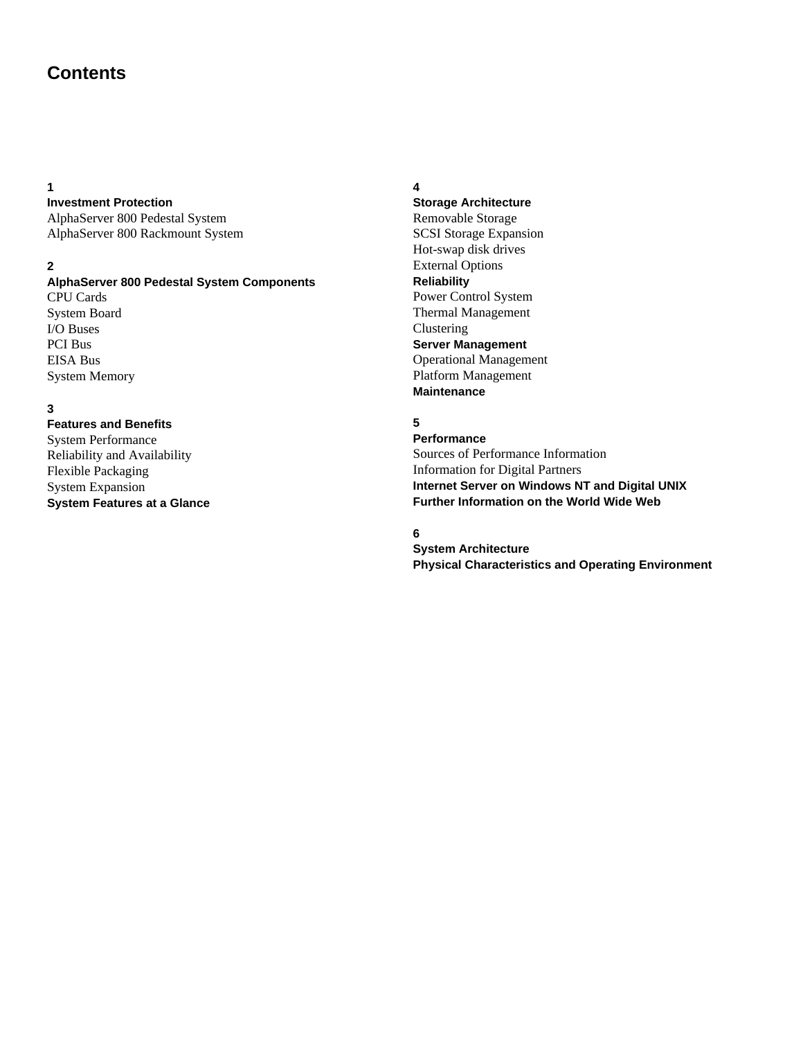# Contents

**1**
**Investment Protection**
AlphaServer 800 Pedestal System
AlphaServer 800 Rackmount System

**2**
**AlphaServer 800 Pedestal System Components**
CPU Cards
System Board
I/O Buses
PCI Bus
EISA Bus
System Memory

**3**
**Features and Benefits**
System Performance
Reliability and Availability
Flexible Packaging
System Expansion
**System Features at a Glance**

**4**
**Storage Architecture**
Removable Storage
SCSI Storage Expansion
Hot-swap disk drives
External Options
**Reliability**
Power Control System
Thermal Management
Clustering
**Server Management**
Operational Management
Platform Management
**Maintenance**

**5**
**Performance**
Sources of Performance Information
Information for Digital Partners
**Internet Server on Windows NT and Digital UNIX**
**Further Information on the World Wide Web**

**6**
**System Architecture**
**Physical Characteristics and Operating Environment**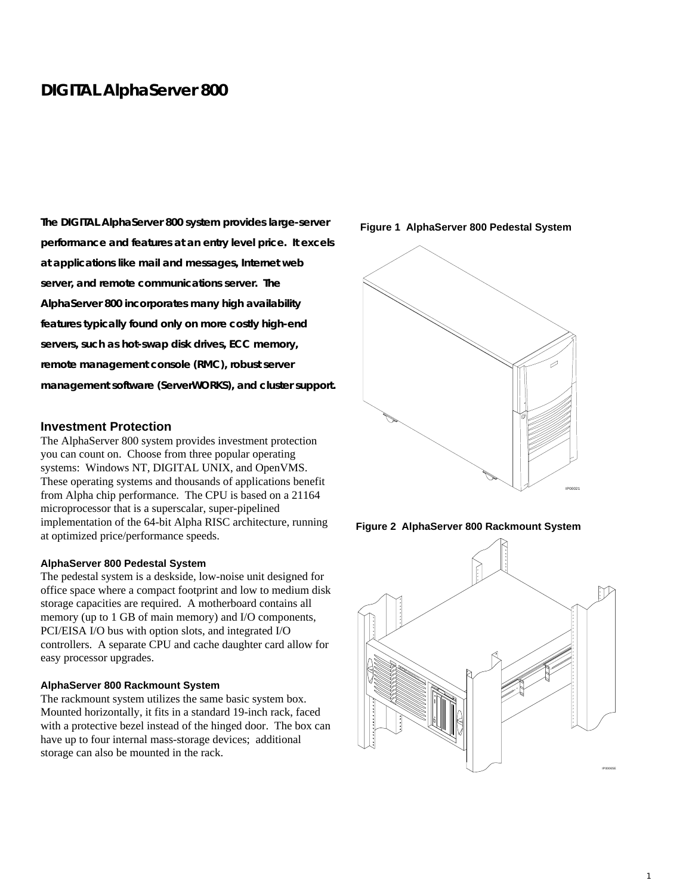# DIGITAL AlphaServer 800

***The DIGITAL AlphaServer 800 system provides large-server performance and features at an entry level price. It excels at applications like mail and messages, Internet web server, and remote communications server. The AlphaServer 800 incorporates many high availability features typically found only on more costly high-end servers, such as hot-swap disk drives, ECC memory, remote management console (RMC), robust server management software (ServerWORKS), and cluster support.***

## Investment Protection

The AlphaServer 800 system provides investment protection you can count on. Choose from three popular operating systems: Windows NT, DIGITAL UNIX, and OpenVMS. These operating systems and thousands of applications benefit from Alpha chip performance. The CPU is based on a 21164 microprocessor that is a superscalar, super-pipelined implementation of the 64-bit Alpha RISC architecture, running at optimized price/performance speeds.

### AlphaServer 800 Pedestal System

The pedestal system is a deskside, low-noise unit designed for office space where a compact footprint and low to medium disk storage capacities are required. A motherboard contains all memory (up to 1 GB of main memory) and I/O components, PCI/EISA I/O bus with option slots, and integrated I/O controllers. A separate CPU and cache daughter card allow for easy processor upgrades.

### AlphaServer 800 Rackmount System

The rackmount system utilizes the same basic system box. Mounted horizontally, it fits in a standard 19-inch rack, faced with a protective bezel instead of the hinged door. The box can have up to four internal mass-storage devices; additional storage can also be mounted in the rack.

**Figure 1 AlphaServer 800 Pedestal System**

**Figure 2 AlphaServer 800 Rackmount System**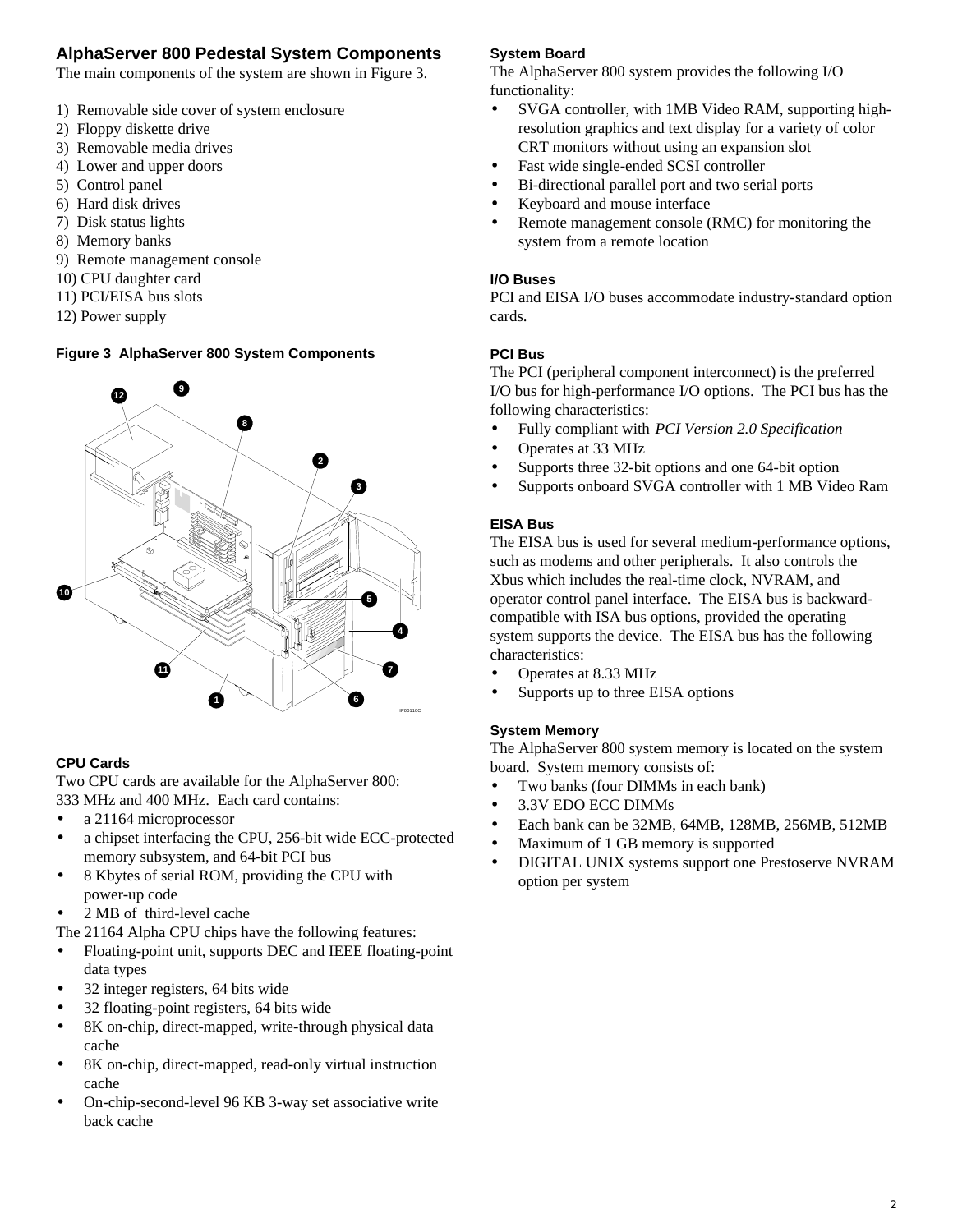## AlphaServer 800 Pedestal System Components

The main components of the system are shown in Figure 3.

1) Removable side cover of system enclosure
2) Floppy diskette drive
3) Removable media drives
4) Lower and upper doors
5) Control panel
6) Hard disk drives
7) Disk status lights
8) Memory banks
9) Remote management console
10) CPU daughter card
11) PCI/EISA bus slots
12) Power supply

**Figure 3 AlphaServer 800 System Components**

### CPU Cards

Two CPU cards are available for the AlphaServer 800: 333 MHz and 400 MHz. Each card contains:

- a 21164 microprocessor
- a chipset interfacing the CPU, 256-bit wide ECC-protected memory subsystem, and 64-bit PCI bus
- 8 Kbytes of serial ROM, providing the CPU with power-up code
- 2 MB of third-level cache

The 21164 Alpha CPU chips have the following features:

- Floating-point unit, supports DEC and IEEE floating-point data types
- 32 integer registers, 64 bits wide
- 32 floating-point registers, 64 bits wide
- 8K on-chip, direct-mapped, write-through physical data cache
- 8K on-chip, direct-mapped, read-only virtual instruction cache
- On-chip-second-level 96 KB 3-way set associative write back cache

### System Board

The AlphaServer 800 system provides the following I/O functionality:

- SVGA controller, with 1MB Video RAM, supporting high-resolution graphics and text display for a variety of color CRT monitors without using an expansion slot
- Fast wide single-ended SCSI controller
- Bi-directional parallel port and two serial ports
- Keyboard and mouse interface
- Remote management console (RMC) for monitoring the system from a remote location

### I/O Buses

PCI and EISA I/O buses accommodate industry-standard option cards.

### PCI Bus

The PCI (peripheral component interconnect) is the preferred I/O bus for high-performance I/O options. The PCI bus has the following characteristics:

- Fully compliant with *PCI Version 2.0 Specification*
- Operates at 33 MHz
- Supports three 32-bit options and one 64-bit option
- Supports onboard SVGA controller with 1 MB Video Ram

### EISA Bus

The EISA bus is used for several medium-performance options, such as modems and other peripherals. It also controls the Xbus which includes the real-time clock, NVRAM, and operator control panel interface. The EISA bus is backward-compatible with ISA bus options, provided the operating system supports the device. The EISA bus has the following characteristics:

- Operates at 8.33 MHz
- Supports up to three EISA options

### System Memory

The AlphaServer 800 system memory is located on the system board. System memory consists of:

- Two banks (four DIMMs in each bank)
- 3.3V EDO ECC DIMMs
- Each bank can be 32MB, 64MB, 128MB, 256MB, 512MB
- Maximum of 1 GB memory is supported
- DIGITAL UNIX systems support one Prestoserve NVRAM option per system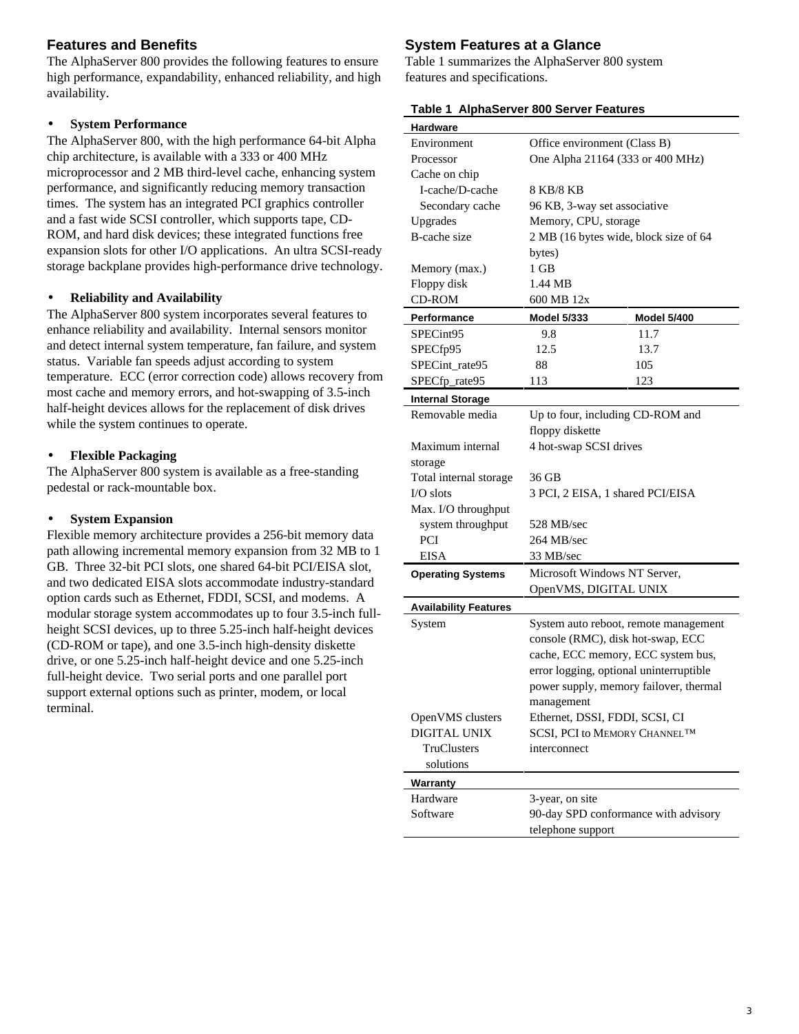## Features and Benefits

The AlphaServer 800 provides the following features to ensure high performance, expandability, enhanced reliability, and high availability.

- **System Performance**

The AlphaServer 800, with the high performance 64-bit Alpha chip architecture, is available with a 333 or 400 MHz microprocessor and 2 MB third-level cache, enhancing system performance, and significantly reducing memory transaction times. The system has an integrated PCI graphics controller and a fast wide SCSI controller, which supports tape, CD-ROM, and hard disk devices; these integrated functions free expansion slots for other I/O applications. An ultra SCSI-ready storage backplane provides high-performance drive technology.

- **Reliability and Availability**

The AlphaServer 800 system incorporates several features to enhance reliability and availability. Internal sensors monitor and detect internal system temperature, fan failure, and system status. Variable fan speeds adjust according to system temperature. ECC (error correction code) allows recovery from most cache and memory errors, and hot-swapping of 3.5-inch half-height devices allows for the replacement of disk drives while the system continues to operate.

- **Flexible Packaging**

The AlphaServer 800 system is available as a free-standing pedestal or rack-mountable box.

- **System Expansion**

Flexible memory architecture provides a 256-bit memory data path allowing incremental memory expansion from 32 MB to 1 GB. Three 32-bit PCI slots, one shared 64-bit PCI/EISA slot, and two dedicated EISA slots accommodate industry-standard option cards such as Ethernet, FDDI, SCSI, and modems. A modular storage system accommodates up to four 3.5-inch full-height SCSI devices, up to three 5.25-inch half-height devices (CD-ROM or tape), and one 3.5-inch high-density diskette drive, or one 5.25-inch half-height device and one 5.25-inch full-height device. Two serial ports and one parallel port support external options such as printer, modem, or local terminal.

## System Features at a Glance

Table 1 summarizes the AlphaServer 800 system features and specifications.

**Table 1 AlphaServer 800 Server Features**

| **Hardware** | | |
|---|---|---|
| Environment | Office environment (Class B) | |
| Processor | One Alpha 21164 (333 or 400 MHz) | |
| Cache on chip | | |
| I-cache/D-cache | 8 KB/8 KB | |
| Secondary cache | 96 KB, 3-way set associative | |
| Upgrades | Memory, CPU, storage | |
| B-cache size | 2 MB (16 bytes wide, block size of 64 bytes) | |
| Memory (max.) | 1 GB | |
| Floppy disk | 1.44 MB | |
| CD-ROM | 600 MB 12x | |
| **Performance** | **Model 5/333** | **Model 5/400** |
| SPECint95 | 9.8 | 11.7 |
| SPECfp95 | 12.5 | 13.7 |
| SPECint_rate95 | 88 | 105 |
| SPECfp_rate95 | 113 | 123 |
| **Internal Storage** | | |
| Removable media | Up to four, including CD-ROM and floppy diskette | |
| Maximum internal storage | 4 hot-swap SCSI drives | |
| Total internal storage | 36 GB | |
| I/O slots | 3 PCI, 2 EISA, 1 shared PCI/EISA | |
| Max. I/O throughput | | |
| system throughput | 528 MB/sec | |
| PCI | 264 MB/sec | |
| EISA | 33 MB/sec | |
| **Operating Systems** | Microsoft Windows NT Server, OpenVMS, DIGITAL UNIX | |
| **Availability Features** | | |
| System | System auto reboot, remote management console (RMC), disk hot-swap, ECC cache, ECC memory, ECC system bus, error logging, optional uninterruptible power supply, memory failover, thermal management | |
| OpenVMS clusters | Ethernet, DSSI, FDDI, SCSI, CI | |
| DIGITAL UNIX TruClusters solutions | SCSI, PCI to MEMORY CHANNEL™ interconnect | |
| **Warranty** | | |
| Hardware | 3-year, on site | |
| Software | 90-day SPD conformance with advisory telephone support | |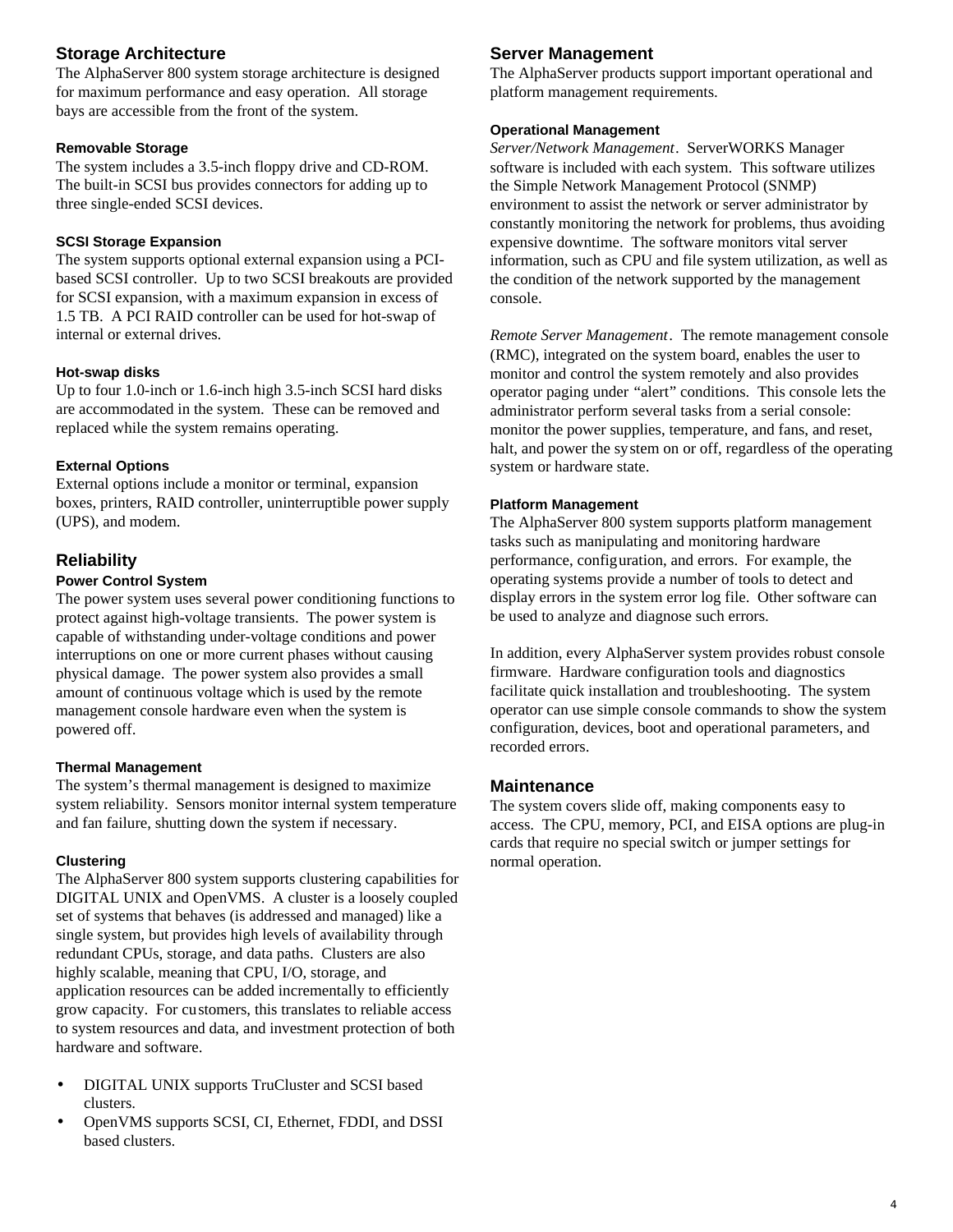## Storage Architecture

The AlphaServer 800 system storage architecture is designed for maximum performance and easy operation. All storage bays are accessible from the front of the system.

### Removable Storage

The system includes a 3.5-inch floppy drive and CD-ROM. The built-in SCSI bus provides connectors for adding up to three single-ended SCSI devices.

### SCSI Storage Expansion

The system supports optional external expansion using a PCI-based SCSI controller. Up to two SCSI breakouts are provided for SCSI expansion, with a maximum expansion in excess of 1.5 TB. A PCI RAID controller can be used for hot-swap of internal or external drives.

### Hot-swap disks

Up to four 1.0-inch or 1.6-inch high 3.5-inch SCSI hard disks are accommodated in the system. These can be removed and replaced while the system remains operating.

### External Options

External options include a monitor or terminal, expansion boxes, printers, RAID controller, uninterruptible power supply (UPS), and modem.

## Reliability

### Power Control System

The power system uses several power conditioning functions to protect against high-voltage transients. The power system is capable of withstanding under-voltage conditions and power interruptions on one or more current phases without causing physical damage. The power system also provides a small amount of continuous voltage which is used by the remote management console hardware even when the system is powered off.

### Thermal Management

The system's thermal management is designed to maximize system reliability. Sensors monitor internal system temperature and fan failure, shutting down the system if necessary.

### Clustering

The AlphaServer 800 system supports clustering capabilities for DIGITAL UNIX and OpenVMS. A cluster is a loosely coupled set of systems that behaves (is addressed and managed) like a single system, but provides high levels of availability through redundant CPUs, storage, and data paths. Clusters are also highly scalable, meaning that CPU, I/O, storage, and application resources can be added incrementally to efficiently grow capacity. For customers, this translates to reliable access to system resources and data, and investment protection of both hardware and software.

- DIGITAL UNIX supports TruCluster and SCSI based clusters.
- OpenVMS supports SCSI, CI, Ethernet, FDDI, and DSSI based clusters.

## Server Management

The AlphaServer products support important operational and platform management requirements.

### Operational Management

*Server/Network Management*. ServerWORKS Manager software is included with each system. This software utilizes the Simple Network Management Protocol (SNMP) environment to assist the network or server administrator by constantly monitoring the network for problems, thus avoiding expensive downtime. The software monitors vital server information, such as CPU and file system utilization, as well as the condition of the network supported by the management console.

*Remote Server Management*. The remote management console (RMC), integrated on the system board, enables the user to monitor and control the system remotely and also provides operator paging under "alert" conditions. This console lets the administrator perform several tasks from a serial console: monitor the power supplies, temperature, and fans, and reset, halt, and power the system on or off, regardless of the operating system or hardware state.

### Platform Management

The AlphaServer 800 system supports platform management tasks such as manipulating and monitoring hardware performance, configuration, and errors. For example, the operating systems provide a number of tools to detect and display errors in the system error log file. Other software can be used to analyze and diagnose such errors.

In addition, every AlphaServer system provides robust console firmware. Hardware configuration tools and diagnostics facilitate quick installation and troubleshooting. The system operator can use simple console commands to show the system configuration, devices, boot and operational parameters, and recorded errors.

## Maintenance

The system covers slide off, making components easy to access. The CPU, memory, PCI, and EISA options are plug-in cards that require no special switch or jumper settings for normal operation.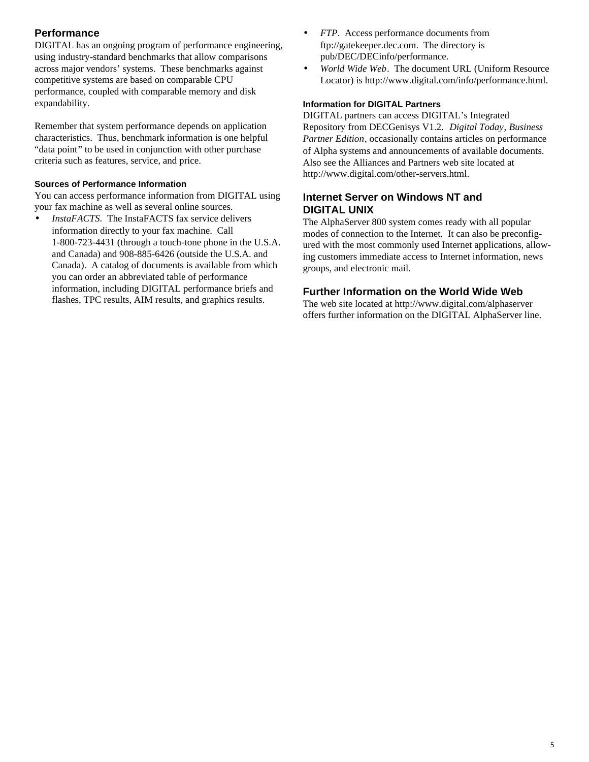## Performance

DIGITAL has an ongoing program of performance engineering, using industry-standard benchmarks that allow comparisons across major vendors' systems. These benchmarks against competitive systems are based on comparable CPU performance, coupled with comparable memory and disk expandability.

Remember that system performance depends on application characteristics. Thus, benchmark information is one helpful "data point" to be used in conjunction with other purchase criteria such as features, service, and price.

### Sources of Performance Information

You can access performance information from DIGITAL using your fax machine as well as several online sources.

- *InstaFACTS*. The InstaFACTS fax service delivers information directly to your fax machine. Call 1-800-723-4431 (through a touch-tone phone in the U.S.A. and Canada) and 908-885-6426 (outside the U.S.A. and Canada). A catalog of documents is available from which you can order an abbreviated table of performance information, including DIGITAL performance briefs and flashes, TPC results, AIM results, and graphics results.
- *FTP*. Access performance documents from ftp://gatekeeper.dec.com. The directory is pub/DEC/DECinfo/performance.
- *World Wide Web*. The document URL (Uniform Resource Locator) is http://www.digital.com/info/performance.html.

### Information for DIGITAL Partners

DIGITAL partners can access DIGITAL's Integrated Repository from DECGenisys V1.2. *Digital Today*, *Business Partner Edition*, occasionally contains articles on performance of Alpha systems and announcements of available documents. Also see the Alliances and Partners web site located at http://www.digital.com/other-servers.html.

## Internet Server on Windows NT and DIGITAL UNIX

The AlphaServer 800 system comes ready with all popular modes of connection to the Internet. It can also be preconfigured with the most commonly used Internet applications, allowing customers immediate access to Internet information, news groups, and electronic mail.

## Further Information on the World Wide Web

The web site located at http://www.digital.com/alphaserver offers further information on the DIGITAL AlphaServer line.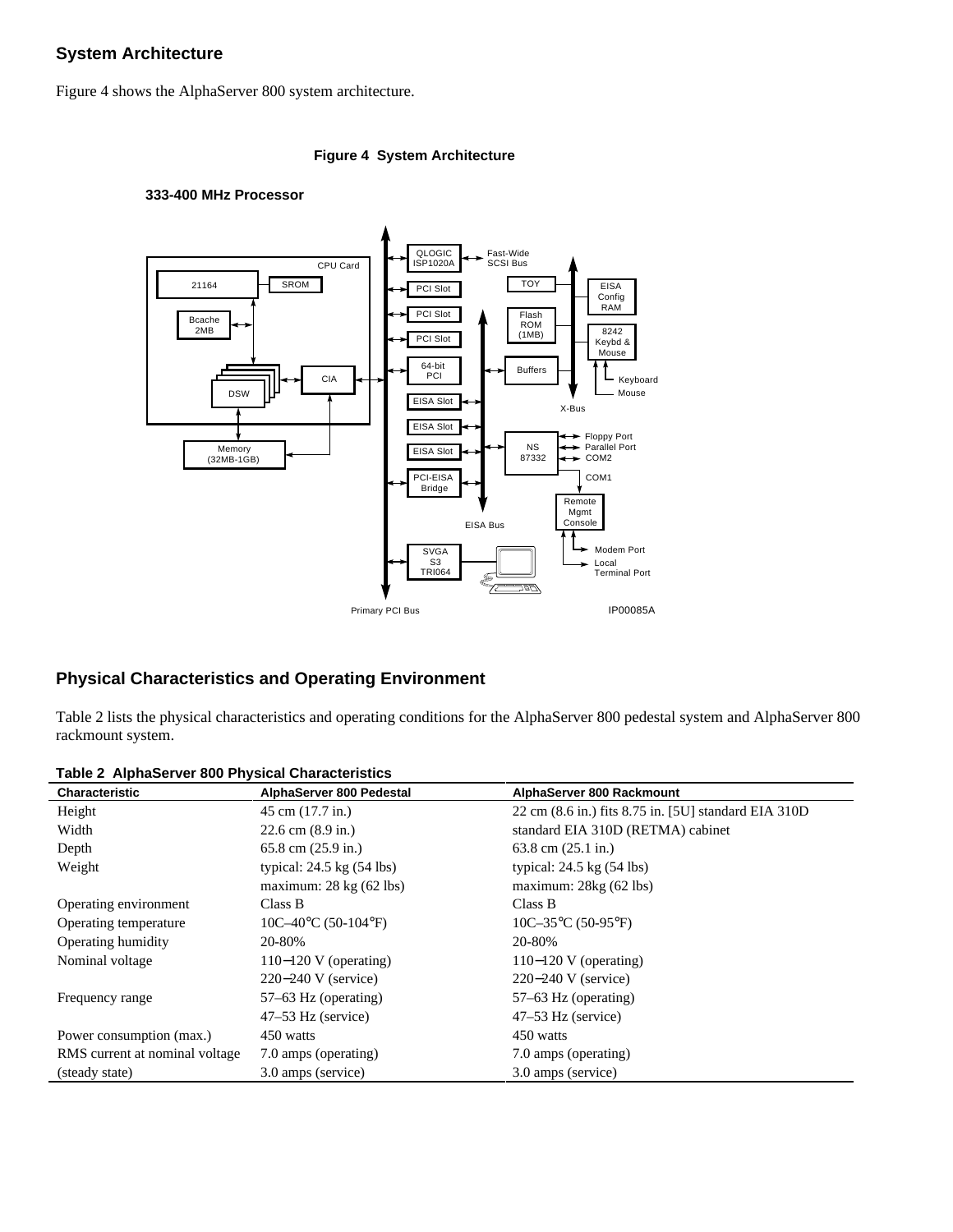## System Architecture

Figure 4 shows the AlphaServer 800 system architecture.

**Figure 4 System Architecture**

**333-400 MHz Processor**

## Physical Characteristics and Operating Environment

Table 2 lists the physical characteristics and operating conditions for the AlphaServer 800 pedestal system and AlphaServer 800 rackmount system.

**Table 2 AlphaServer 800 Physical Characteristics**

| Characteristic | AlphaServer 800 Pedestal | AlphaServer 800 Rackmount |
|---|---|---|
| Height | 45 cm (17.7 in.) | 22 cm (8.6 in.) fits 8.75 in. [5U] standard EIA 310D |
| Width | 22.6 cm (8.9 in.) | standard EIA 310D (RETMA) cabinet |
| Depth | 65.8 cm (25.9 in.) | 63.8 cm (25.1 in.) |
| Weight | typical: 24.5 kg (54 lbs) | typical: 24.5 kg (54 lbs) |
| | maximum: 28 kg (62 lbs) | maximum: 28kg (62 lbs) |
| Operating environment | Class B | Class B |
| Operating temperature | 10C–40°C (50-104°F) | 10C–35°C (50-95°F) |
| Operating humidity | 20-80% | 20-80% |
| Nominal voltage | 110−120 V (operating) | 110−120 V (operating) |
| | 220−240 V (service) | 220−240 V (service) |
| Frequency range | 57–63 Hz (operating) | 57–63 Hz (operating) |
| | 47–53 Hz (service) | 47–53 Hz (service) |
| Power consumption (max.) | 450 watts | 450 watts |
| RMS current at nominal voltage | 7.0 amps (operating) | 7.0 amps (operating) |
| (steady state) | 3.0 amps (service) | 3.0 amps (service) |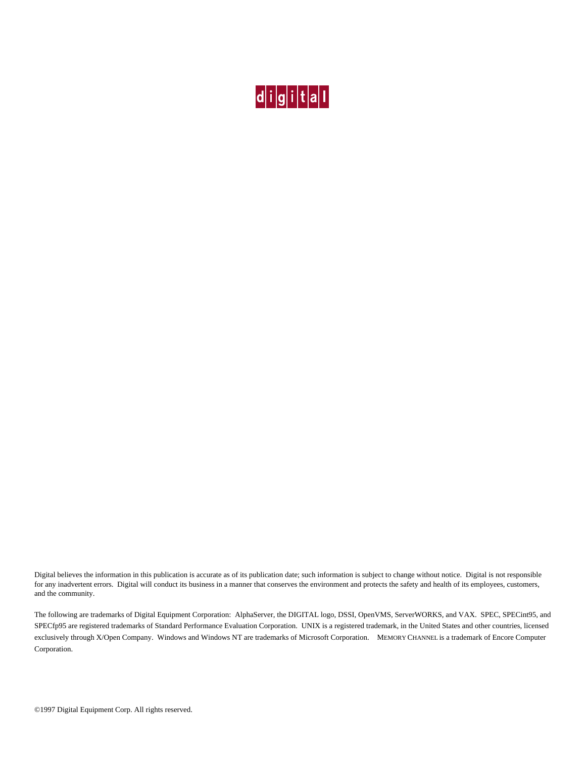d|i|g|i|t|a|l

Digital believes the information in this publication is accurate as of its publication date; such information is subject to change without notice. Digital is not responsible for any inadvertent errors. Digital will conduct its business in a manner that conserves the environment and protects the safety and health of its employees, customers, and the community.

The following are trademarks of Digital Equipment Corporation: AlphaServer, the DIGITAL logo, DSSI, OpenVMS, ServerWORKS, and VAX. SPEC, SPECint95, and SPECfp95 are registered trademarks of Standard Performance Evaluation Corporation. UNIX is a registered trademark, in the United States and other countries, licensed exclusively through X/Open Company. Windows and Windows NT are trademarks of Microsoft Corporation. MEMORY CHANNEL is a trademark of Encore Computer Corporation.

©1997 Digital Equipment Corp. All rights reserved.